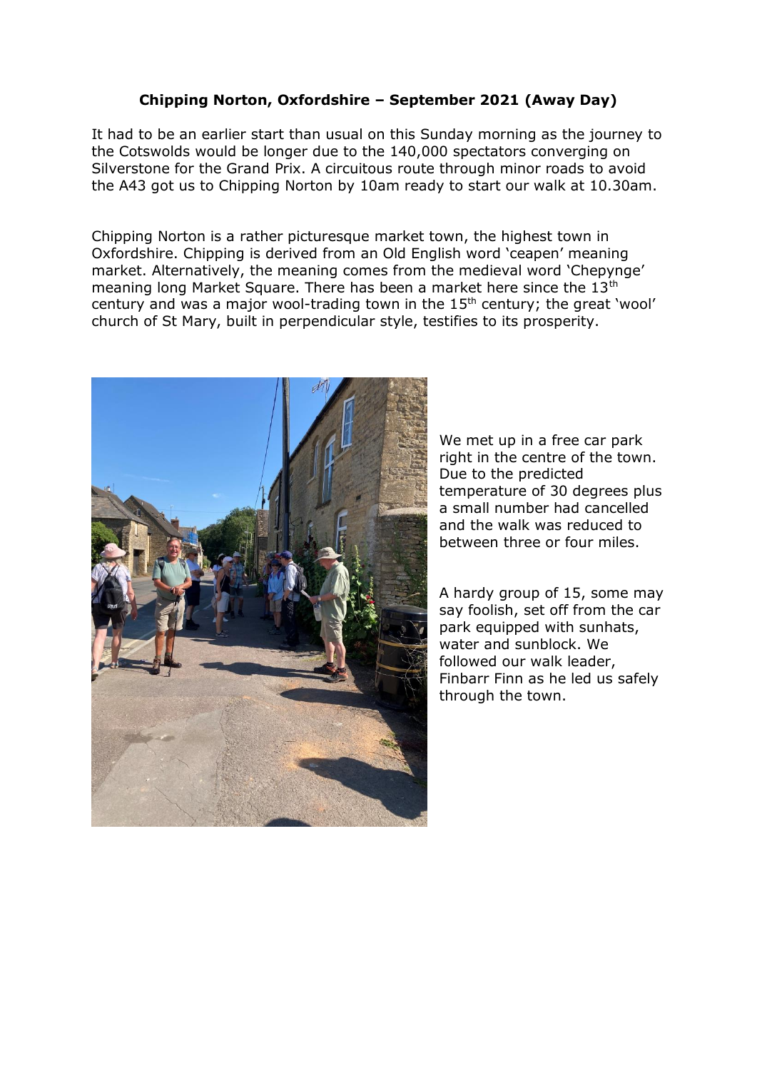**Chipping Norton, Oxfordshire – September 2021 (Away Day)**

It had to be an earlier start than usual on this Sunday morning as the journey to the Cotswolds would be longer due to the 140,000 spectators converging on Silverstone for the Grand Prix. A circuitous route through minor roads to avoid the A43 got us to Chipping Norton by 10am ready to start our walk at 10.30am.

Chipping Norton is a rather picturesque market town, the highest town in Oxfordshire. Chipping is derived from an Old English word 'ceapen' meaning market. Alternatively, the meaning comes from the medieval word 'Chepynge' meaning long Market Square. There has been a market here since the 13th century and was a major wool-trading town in the 15th century; the great 'wool' church of St Mary, built in perpendicular style, testifies to its prosperity.

We met up in a free car park right in the centre of the town. Due to the predicted temperature of 30 degrees plus a small number had cancelled and the walk was reduced to between three or four miles.

A hardy group of 15, some may say foolish, set off from the car park equipped with sunhats, water and sunblock. We followed our walk leader, Finbarr Finn as he led us safely through the town.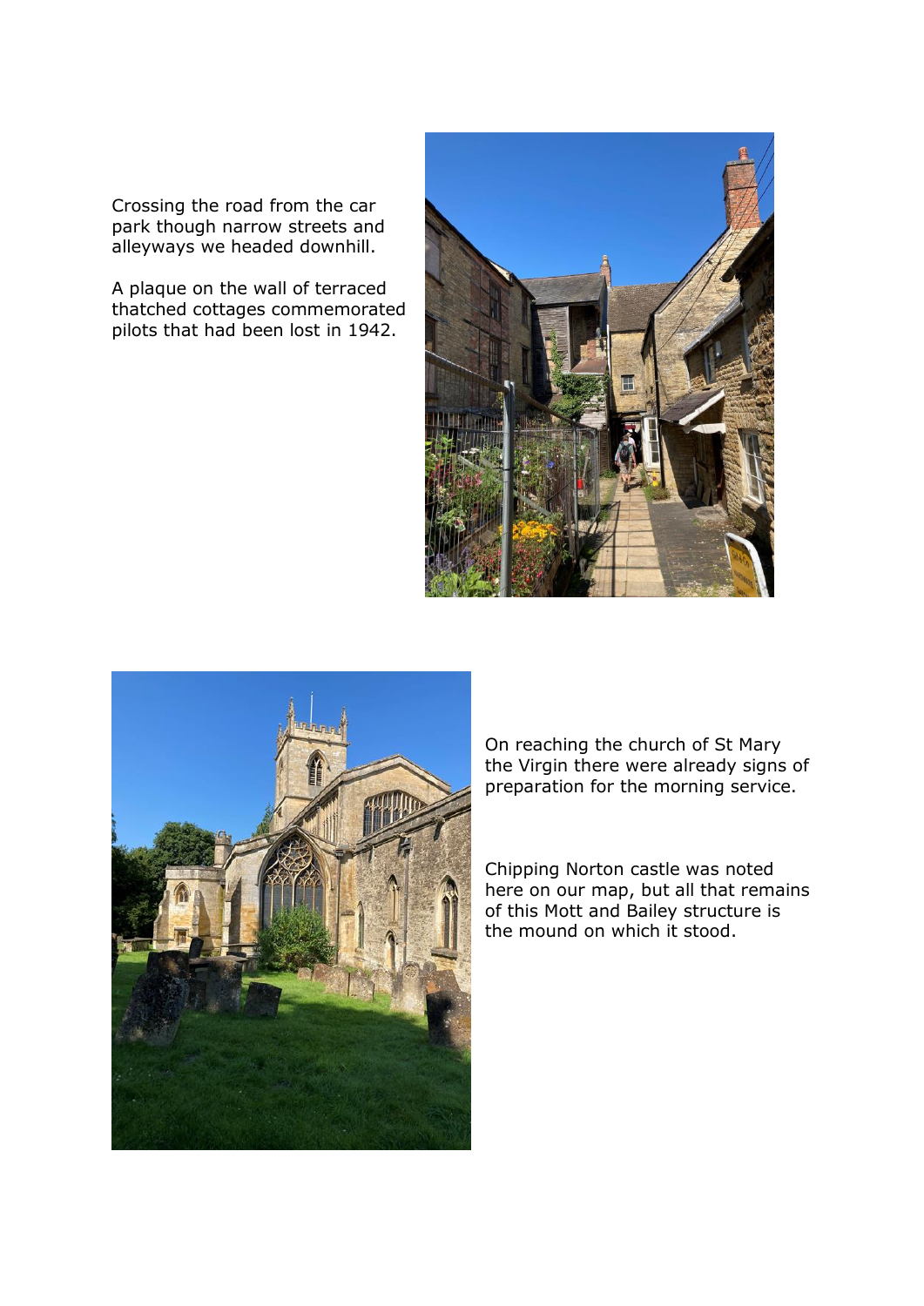Crossing the road from the car park though narrow streets and alleyways we headed downhill.

A plaque on the wall of terraced thatched cottages commemorated pilots that had been lost in 1942.

On reaching the church of St Mary the Virgin there were already signs of preparation for the morning service.

Chipping Norton castle was noted here on our map, but all that remains of this Mott and Bailey structure is the mound on which it stood.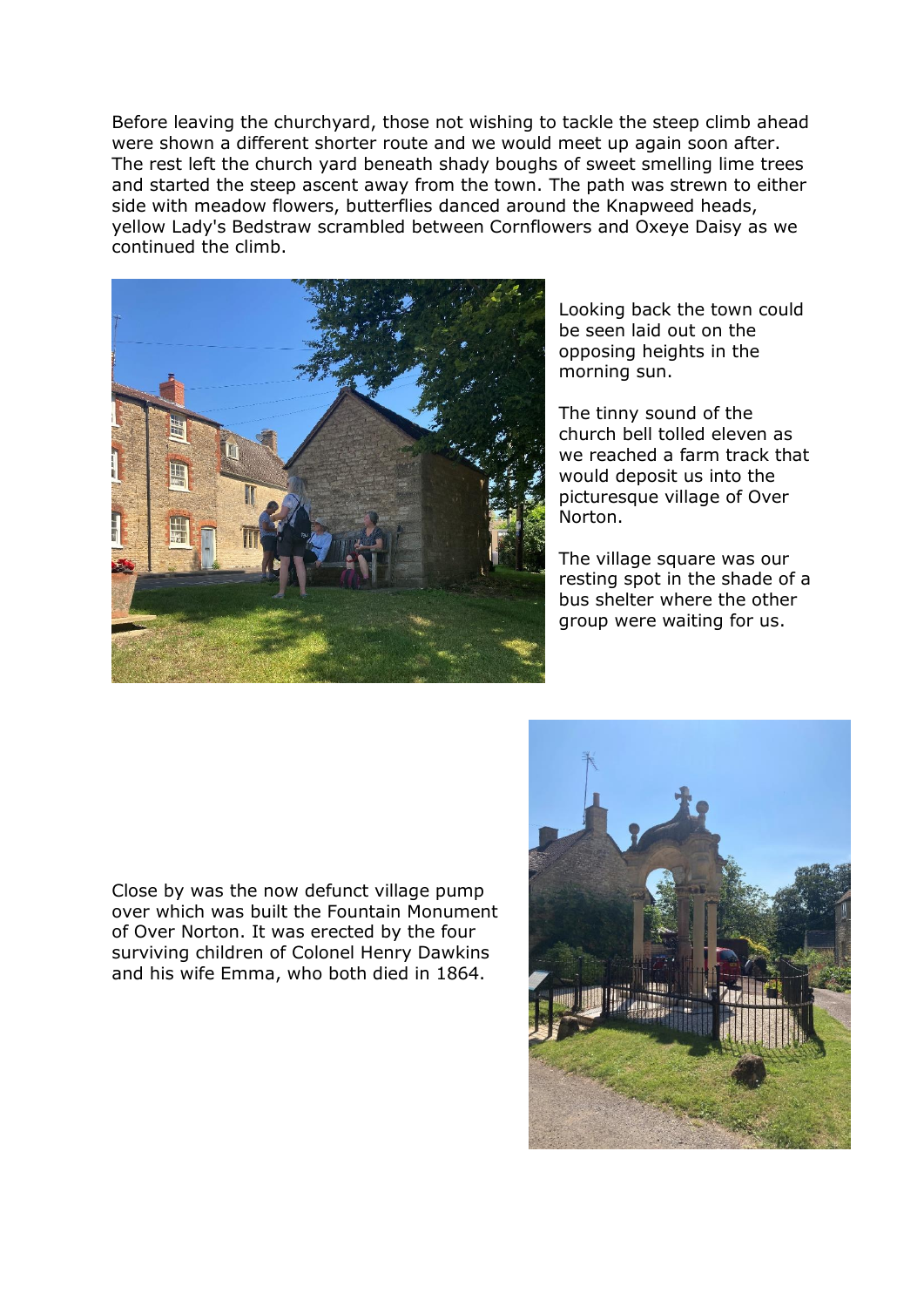Before leaving the churchyard, those not wishing to tackle the steep climb ahead were shown a different shorter route and we would meet up again soon after. The rest left the church yard beneath shady boughs of sweet smelling lime trees and started the steep ascent away from the town. The path was strewn to either side with meadow flowers, butterflies danced around the Knapweed heads, yellow Lady's Bedstraw scrambled between Cornflowers and Oxeye Daisy as we continued the climb.

Looking back the town could be seen laid out on the opposing heights in the morning sun.

The tinny sound of the church bell tolled eleven as we reached a farm track that would deposit us into the picturesque village of Over Norton.

The village square was our resting spot in the shade of a bus shelter where the other group were waiting for us.

Close by was the now defunct village pump over which was built the Fountain Monument of Over Norton. It was erected by the four surviving children of Colonel Henry Dawkins and his wife Emma, who both died in 1864.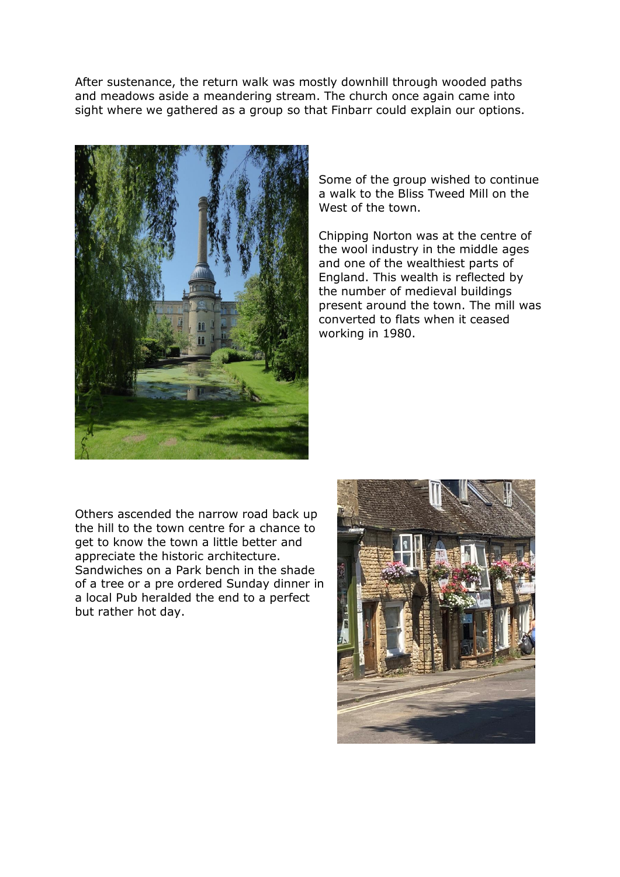After sustenance, the return walk was mostly downhill through wooded paths and meadows aside a meandering stream. The church once again came into sight where we gathered as a group so that Finbarr could explain our options.

Some of the group wished to continue a walk to the Bliss Tweed Mill on the West of the town.

Chipping Norton was at the centre of the wool industry in the middle ages and one of the wealthiest parts of England. This wealth is reflected by the number of medieval buildings present around the town. The mill was converted to flats when it ceased working in 1980.

Others ascended the narrow road back up the hill to the town centre for a chance to get to know the town a little better and appreciate the historic architecture. Sandwiches on a Park bench in the shade of a tree or a pre ordered Sunday dinner in a local Pub heralded the end to a perfect but rather hot day.